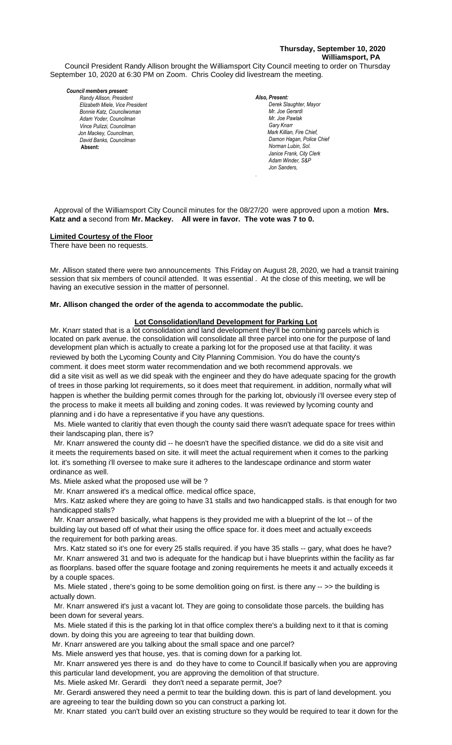**Thursday, September 10, 2020**
**Williamsport, PA**

Council President Randy Allison brought the Williamsport City Council meeting to order on Thursday September 10, 2020 at 6:30 PM on Zoom. Chris Cooley did livestream the meeting.

***Council members present:***

*Randy Allison, President*
*Elizabeth Miele, Vice President*
*Bonnie Katz, Councilwoman*
*Adam Yoder, Councilman*
*Vince Pulizzi, Councilman*
*Jon Mackey, Councilman,*
*David Banks, Councilman*
**Absent:**

***Also, Present:***

*Derek Slaughter, Mayor*
*Mr. Joe Gerardi*
*Mr. Joe Pawlak*
*Gary Knarr*
*Mark Killian, Fire Chief,*
*Damon Hagan, Police Chief*
*Norman Lubin, Sol.*
*Janice Frank, City Clerk*
*Adam Winder, S&P*
*Jon Sanders,*

Approval of the Williamsport City Council minutes for the 08/27/20 were approved upon a motion **Mrs. Katz and a** second from **Mr. Mackey. All were in favor. The vote was 7 to 0.**

**Limited Courtesy of the Floor**

There have been no requests.

Mr. Allison stated there were two announcements This Friday on August 28, 2020, we had a transit training session that six members of council attended. It was essential . At the close of this meeting, we will be having an executive session in the matter of personnel.

**Mr. Allison changed the order of the agenda to accommodate the public.**

**Lot Consolidation/land Development for Parking Lot**

Mr. Knarr stated that is a lot consolidation and land development they'll be combining parcels which is located on park avenue. the consolidation will consolidate all three parcel into one for the purpose of land development plan which is actually to create a parking lot for the proposed use at that facility. it was reviewed by both the Lycoming County and City Planning Commision. You do have the county's comment. it does meet storm water recommendation and we both recommend approvals. we did a site visit as well as we did speak with the engineer and they do have adequate spacing for the growth of trees in those parking lot requirements, so it does meet that requirement. in addition, normally what will happen is whether the building permit comes through for the parking lot, obviously i'll oversee every step of the process to make it meets all building and zoning codes. It was reviewed by lycoming county and planning and i do have a representative if you have any questions.

Ms. Miele wanted to claritiy that even though the county said there wasn't adequate space for trees within their landscaping plan, there is?

Mr. Knarr answered the county did -- he doesn't have the specified distance. we did do a site visit and it meets the requirements based on site. it will meet the actual requirement when it comes to the parking lot. it's something i'll oversee to make sure it adheres to the landescape ordinance and storm water ordinance as well.

Ms. Miele asked what the proposed use will be ?

Mr. Knarr answered it's a medical office. medical office space,

Mrs. Katz asked where they are going to have 31 stalls and two handicapped stalls. is that enough for two handicapped stalls?

Mr. Knarr answered basically, what happens is they provided me with a blueprint of the lot -- of the building lay out based off of what their using the office space for. it does meet and actually exceeds the requirement for both parking areas.

Mrs. Katz stated so it's one for every 25 stalls required. if you have 35 stalls -- gary, what does he have?

Mr. Knarr answered 31 and two is adequate for the handicap but i have blueprints within the facility as far as floorplans. based offer the square footage and zoning requirements he meets it and actually exceeds it by a couple spaces.

Ms. Miele stated , there's going to be some demolition going on first. is there any -- >> the building is actually down.

Mr. Knarr answered it's just a vacant lot. They are going to consolidate those parcels. the building has been down for several years.

Ms. Miele stated if this is the parking lot in that office complex there's a building next to it that is coming down. by doing this you are agreeing to tear that building down.

Mr. Knarr answered are you talking about the small space and one parcel?

Ms. Miele answerd yes that house, yes. that is coming down for a parking lot.

Mr. Knarr answered yes there is and do they have to come to Council.If basically when you are approving this particular land development, you are approving the demolition of that structure.

Ms. Miele asked Mr. Gerardi they don't need a separate permit, Joe?

Mr. Gerardi answered they need a permit to tear the building down. this is part of land development. you are agreeing to tear the building down so you can construct a parking lot.

Mr. Knarr stated you can't build over an existing structure so they would be required to tear it down for the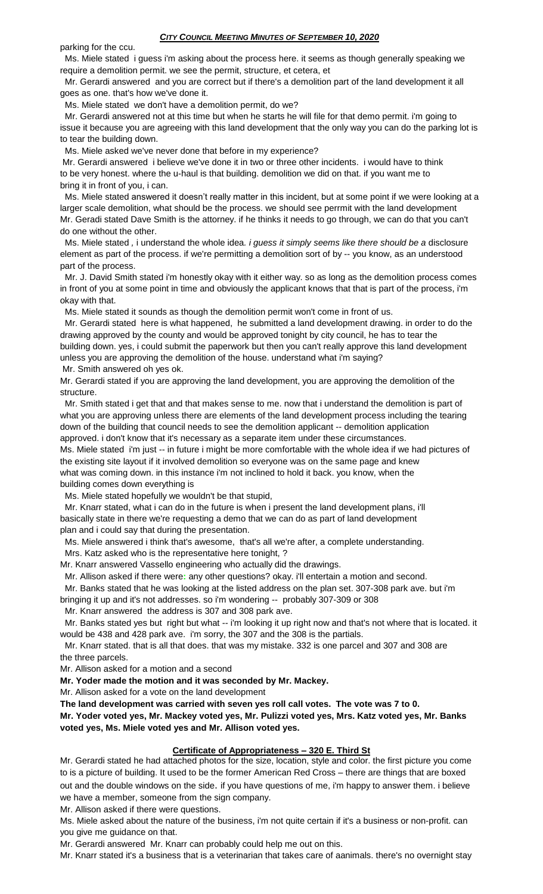parking for the ccu.

Ms. Miele stated i guess i'm asking about the process here. it seems as though generally speaking we require a demolition permit. we see the permit, structure, et cetera, et

Mr. Gerardi answered and you are correct but if there's a demolition part of the land development it all goes as one. that's how we've done it.

Ms. Miele stated we don't have a demolition permit, do we?

Mr. Gerardi answered not at this time but when he starts he will file for that demo permit. i'm going to issue it because you are agreeing with this land development that the only way you can do the parking lot is to tear the building down.

Ms. Miele asked we've never done that before in my experience?

Mr. Gerardi answered i believe we've done it in two or three other incidents. i would have to think to be very honest. where the u-haul is that building. demolition we did on that. if you want me to bring it in front of you, i can.

Ms. Miele stated answered it doesn't really matter in this incident, but at some point if we were looking at a larger scale demolition, what should be the process. we should see perrmit with the land development Mr. Geradi stated Dave Smith is the attorney. if he thinks it needs to go through, we can do that you can't do one without the other.

Ms. Miele stated , i understand the whole idea. *i guess it simply seems like there should be a* disclosure element as part of the process. if we're permitting a demolition sort of by -- you know, as an understood part of the process.

Mr. J. David Smith stated i'm honestly okay with it either way. so as long as the demolition process comes in front of you at some point in time and obviously the applicant knows that that is part of the process, i'm okay with that.

Ms. Miele stated it sounds as though the demolition permit won't come in front of us.

Mr. Gerardi stated here is what happened, he submitted a land development drawing. in order to do the drawing approved by the county and would be approved tonight by city council, he has to tear the building down. yes, i could submit the paperwork but then you can't really approve this land development unless you are approving the demolition of the house. understand what i'm saying?

Mr. Smith answered oh yes ok.

Mr. Gerardi stated if you are approving the land development, you are approving the demolition of the structure.

Mr. Smith stated i get that and that makes sense to me. now that i understand the demolition is part of what you are approving unless there are elements of the land development process including the tearing down of the building that council needs to see the demolition applicant -- demolition application approved. i don't know that it's necessary as a separate item under these circumstances.

Ms. Miele stated i'm just -- in future i might be more comfortable with the whole idea if we had pictures of the existing site layout if it involved demolition so everyone was on the same page and knew what was coming down. in this instance i'm not inclined to hold it back. you know, when the building comes down everything is

Ms. Miele stated hopefully we wouldn't be that stupid,

Mr. Knarr stated, what i can do in the future is when i present the land development plans, i'll basically state in there we're requesting a demo that we can do as part of land development plan and i could say that during the presentation.

Ms. Miele answered i think that's awesome, that's all we're after, a complete understanding.

Mrs. Katz asked who is the representative here tonight, ?

Mr. Knarr answered Vassello engineering who actually did the drawings.

Mr. Allison asked if there were: any other questions? okay. i'll entertain a motion and second.

Mr. Banks stated that he was looking at the listed address on the plan set. 307-308 park ave. but i'm bringing it up and it's not addresses. so i'm wondering -- probably 307-309 or 308

Mr. Knarr answered the address is 307 and 308 park ave.

Mr. Banks stated yes but right but what -- i'm looking it up right now and that's not where that is located. it would be 438 and 428 park ave. i'm sorry, the 307 and the 308 is the partials.

Mr. Knarr stated. that is all that does. that was my mistake. 332 is one parcel and 307 and 308 are the three parcels.

Mr. Allison asked for a motion and a second

**Mr. Yoder made the motion and it was seconded by Mr. Mackey.**

Mr. Allison asked for a vote on the land development

**The land development was carried with seven yes roll call votes. The vote was 7 to 0.**
**Mr. Yoder voted yes, Mr. Mackey voted yes, Mr. Pulizzi voted yes, Mrs. Katz voted yes, Mr. Banks voted yes, Ms. Miele voted yes and Mr. Allison voted yes.**

## Certificate of Appropriateness – 320 E. Third St

Mr. Gerardi stated he had attached photos for the size, location, style and color. the first picture you come to is a picture of building. It used to be the former American Red Cross – there are things that are boxed out and the double windows on the side. if you have questions of me, i'm happy to answer them. i believe we have a member, someone from the sign company.

Mr. Allison asked if there were questions.

Ms. Miele asked about the nature of the business, i'm not quite certain if it's a business or non-profit. can you give me guidance on that.

Mr. Gerardi answered Mr. Knarr can probably could help me out on this.

Mr. Knarr stated it's a business that is a veterinarian that takes care of aanimals. there's no overnight stay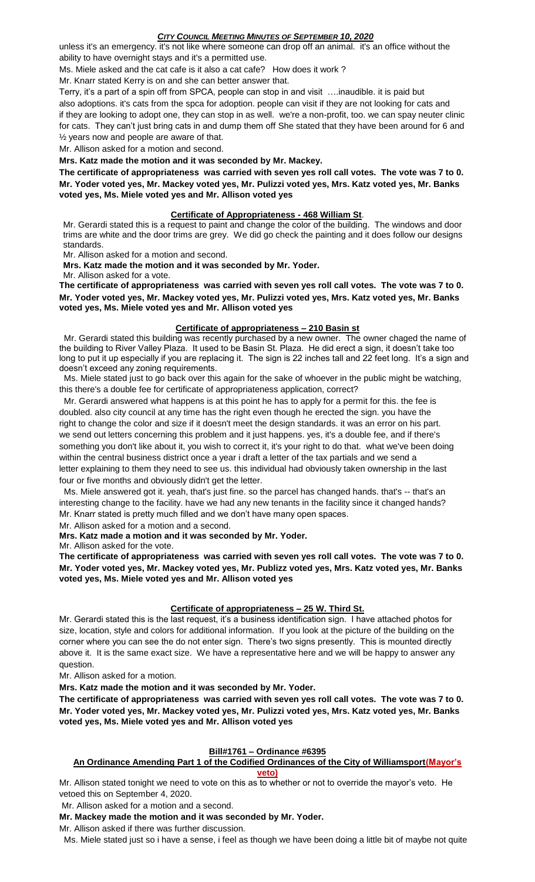unless it's an emergency. it's not like where someone can drop off an animal. it's an office without the ability to have overnight stays and it's a permitted use.

Ms. Miele asked and the cat cafe is it also a cat cafe? How does it work ?

Mr. Knarr stated Kerry is on and she can better answer that.

Terry, it's a part of a spin off from SPCA, people can stop in and visit ….inaudible. it is paid but also adoptions. it's cats from the spca for adoption. people can visit if they are not looking for cats and if they are looking to adopt one, they can stop in as well. we're a non-profit, too. we can spay neuter clinic for cats. They can't just bring cats in and dump them off She stated that they have been around for 6 and ½ years now and people are aware of that.

Mr. Allison asked for a motion and second.

**Mrs. Katz made the motion and it was seconded by Mr. Mackey.**

**The certificate of appropriateness was carried with seven yes roll call votes. The vote was 7 to 0. Mr. Yoder voted yes, Mr. Mackey voted yes, Mr. Pulizzi voted yes, Mrs. Katz voted yes, Mr. Banks voted yes, Ms. Miele voted yes and Mr. Allison voted yes**

**Certificate of Appropriateness - 468 William St**.

Mr. Gerardi stated this is a request to paint and change the color of the building. The windows and door trims are white and the door trims are grey. We did go check the painting and it does follow our designs standards.

Mr. Allison asked for a motion and second.

**Mrs. Katz made the motion and it was seconded by Mr. Yoder.**

Mr. Allison asked for a vote.

**The certificate of appropriateness was carried with seven yes roll call votes. The vote was 7 to 0. Mr. Yoder voted yes, Mr. Mackey voted yes, Mr. Pulizzi voted yes, Mrs. Katz voted yes, Mr. Banks voted yes, Ms. Miele voted yes and Mr. Allison voted yes**

**Certificate of appropriateness – 210 Basin st**

Mr. Gerardi stated this building was recently purchased by a new owner. The owner chaged the name of the building to River Valley Plaza. It used to be Basin St. Plaza. He did erect a sign, it doesn't take too long to put it up especially if you are replacing it. The sign is 22 inches tall and 22 feet long. It's a sign and doesn't exceed any zoning requirements.

Ms. Miele stated just to go back over this again for the sake of whoever in the public might be watching, this there's a double fee for certificate of appropriateness application, correct?

Mr. Gerardi answered what happens is at this point he has to apply for a permit for this. the fee is doubled. also city council at any time has the right even though he erected the sign. you have the right to change the color and size if it doesn't meet the design standards. it was an error on his part. we send out letters concerning this problem and it just happens. yes, it's a double fee, and if there's something you don't like about it, you wish to correct it, it's your right to do that. what we've been doing within the central business district once a year i draft a letter of the tax partials and we send a letter explaining to them they need to see us. this individual had obviously taken ownership in the last four or five months and obviously didn't get the letter.

Ms. Miele answered got it. yeah, that's just fine. so the parcel has changed hands. that's -- that's an interesting change to the facility. have we had any new tenants in the facility since it changed hands?

Mr. Knarr stated is pretty much filled and we don't have many open spaces.

Mr. Allison asked for a motion and a second.

**Mrs. Katz made a motion and it was seconded by Mr. Yoder.**

Mr. Allison asked for the vote.

**The certificate of appropriateness was carried with seven yes roll call votes. The vote was 7 to 0. Mr. Yoder voted yes, Mr. Mackey voted yes, Mr. Publizz voted yes, Mrs. Katz voted yes, Mr. Banks voted yes, Ms. Miele voted yes and Mr. Allison voted yes**

**Certificate of appropriateness – 25 W. Third St.**

Mr. Gerardi stated this is the last request, it's a business identification sign. I have attached photos for size, location, style and colors for additional information. If you look at the picture of the building on the corner where you can see the do not enter sign. There's two signs presently. This is mounted directly above it. It is the same exact size. We have a representative here and we will be happy to answer any question.

Mr. Allison asked for a motion.

**Mrs. Katz made the motion and it was seconded by Mr. Yoder.**

**The certificate of appropriateness was carried with seven yes roll call votes. The vote was 7 to 0. Mr. Yoder voted yes, Mr. Mackey voted yes, Mr. Pulizzi voted yes, Mrs. Katz voted yes, Mr. Banks voted yes, Ms. Miele voted yes and Mr. Allison voted yes**

**Bill#1761 – Ordinance #6395**

**An Ordinance Amending Part 1 of the Codified Ordinances of the City of Williamsport (Mayor's veto)**

Mr. Allison stated tonight we need to vote on this as to whether or not to override the mayor's veto. He vetoed this on September 4, 2020.

Mr. Allison asked for a motion and a second.

**Mr. Mackey made the motion and it was seconded by Mr. Yoder.**

Mr. Allison asked if there was further discussion.

Ms. Miele stated just so i have a sense, i feel as though we have been doing a little bit of maybe not quite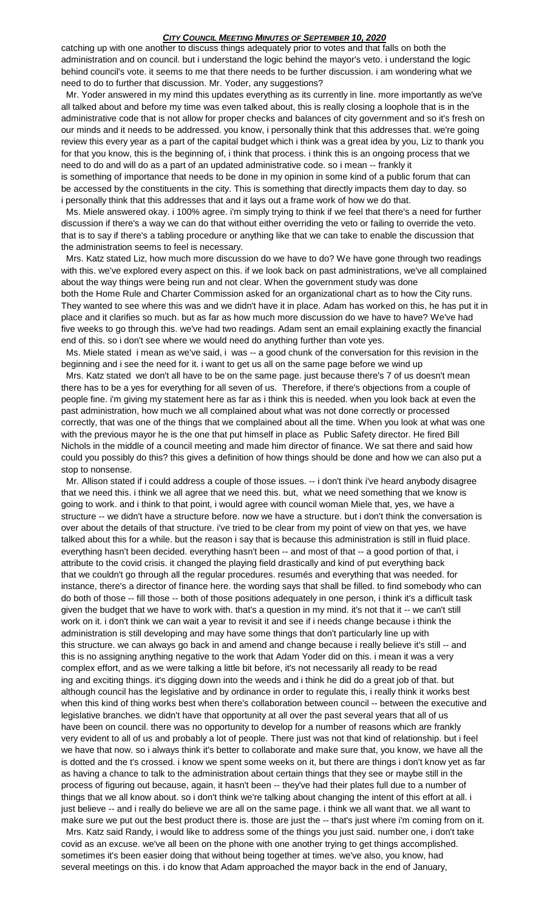catching up with one another to discuss things adequately prior to votes and that falls on both the administration and on council. but i understand the logic behind the mayor's veto. i understand the logic behind council's vote. it seems to me that there needs to be further discussion. i am wondering what we need to do to further that discussion. Mr. Yoder, any suggestions?

Mr. Yoder answered in my mind this updates everything as its currently in line. more importantly as we've all talked about and before my time was even talked about, this is really closing a loophole that is in the administrative code that is not allow for proper checks and balances of city government and so it's fresh on our minds and it needs to be addressed. you know, i personally think that this addresses that. we're going review this every year as a part of the capital budget which i think was a great idea by you, Liz to thank you for that you know, this is the beginning of, i think that process. i think this is an ongoing process that we need to do and will do as a part of an updated administrative code. so i mean -- frankly it is something of importance that needs to be done in my opinion in some kind of a public forum that can be accessed by the constituents in the city. This is something that directly impacts them day to day. so i personally think that this addresses that and it lays out a frame work of how we do that.

Ms. Miele answered okay. i 100% agree. i'm simply trying to think if we feel that there's a need for further discussion if there's a way we can do that without either overriding the veto or failing to override the veto. that is to say if there's a tabling procedure or anything like that we can take to enable the discussion that the administration seems to feel is necessary.

Mrs. Katz stated Liz, how much more discussion do we have to do? We have gone through two readings with this. we've explored every aspect on this. if we look back on past administrations, we've all complained about the way things were being run and not clear. When the government study was done both the Home Rule and Charter Commission asked for an organizational chart as to how the City runs. They wanted to see where this was and we didn't have it in place. Adam has worked on this, he has put it in place and it clarifies so much. but as far as how much more discussion do we have to have? We've had five weeks to go through this. we've had two readings. Adam sent an email explaining exactly the financial end of this. so i don't see where we would need do anything further than vote yes.

Ms. Miele stated i mean as we've said, i was -- a good chunk of the conversation for this revision in the beginning and i see the need for it. i want to get us all on the same page before we wind up

Mrs. Katz stated we don't all have to be on the same page. just because there's 7 of us doesn't mean there has to be a yes for everything for all seven of us. Therefore, if there's objections from a couple of people fine. i'm giving my statement here as far as i think this is needed. when you look back at even the past administration, how much we all complained about what was not done correctly or processed correctly, that was one of the things that we complained about all the time. When you look at what was one with the previous mayor he is the one that put himself in place as Public Safety director. He fired Bill Nichols in the middle of a council meeting and made him director of finance. We sat there and said how could you possibly do this? this gives a definition of how things should be done and how we can also put a stop to nonsense.

Mr. Allison stated if i could address a couple of those issues. -- i don't think i've heard anybody disagree that we need this. i think we all agree that we need this. but, what we need something that we know is going to work. and i think to that point, i would agree with council woman Miele that, yes, we have a structure -- we didn't have a structure before. now we have a structure. but i don't think the conversation is over about the details of that structure. i've tried to be clear from my point of view on that yes, we have talked about this for a while. but the reason i say that is because this administration is still in fluid place. everything hasn't been decided. everything hasn't been -- and most of that -- a good portion of that, i attribute to the covid crisis. it changed the playing field drastically and kind of put everything back that we couldn't go through all the regular procedures. resumés and everything that was needed. for instance, there's a director of finance here. the wording says that shall be filled. to find somebody who can do both of those -- fill those -- both of those positions adequately in one person, i think it's a difficult task given the budget that we have to work with. that's a question in my mind. it's not that it -- we can't still work on it. i don't think we can wait a year to revisit it and see if i needs change because i think the administration is still developing and may have some things that don't particularly line up with this structure. we can always go back in and amend and change because i really believe it's still -- and this is no assigning anything negative to the work that Adam Yoder did on this. i mean it was a very complex effort, and as we were talking a little bit before, it's not necessarily all ready to be read ing and exciting things. it's digging down into the weeds and i think he did do a great job of that. but although council has the legislative and by ordinance in order to regulate this, i really think it works best when this kind of thing works best when there's collaboration between council -- between the executive and legislative branches. we didn't have that opportunity at all over the past several years that all of us have been on council. there was no opportunity to develop for a number of reasons which are frankly very evident to all of us and probably a lot of people. There just was not that kind of relationship. but i feel we have that now. so i always think it's better to collaborate and make sure that, you know, we have all the is dotted and the t's crossed. i know we spent some weeks on it, but there are things i don't know yet as far as having a chance to talk to the administration about certain things that they see or maybe still in the process of figuring out because, again, it hasn't been -- they've had their plates full due to a number of things that we all know about. so i don't think we're talking about changing the intent of this effort at all. i just believe -- and i really do believe we are all on the same page. i think we all want that. we all want to make sure we put out the best product there is. those are just the -- that's just where i'm coming from on it.

Mrs. Katz said Randy, i would like to address some of the things you just said. number one, i don't take covid as an excuse. we've all been on the phone with one another trying to get things accomplished. sometimes it's been easier doing that without being together at times. we've also, you know, had several meetings on this. i do know that Adam approached the mayor back in the end of January,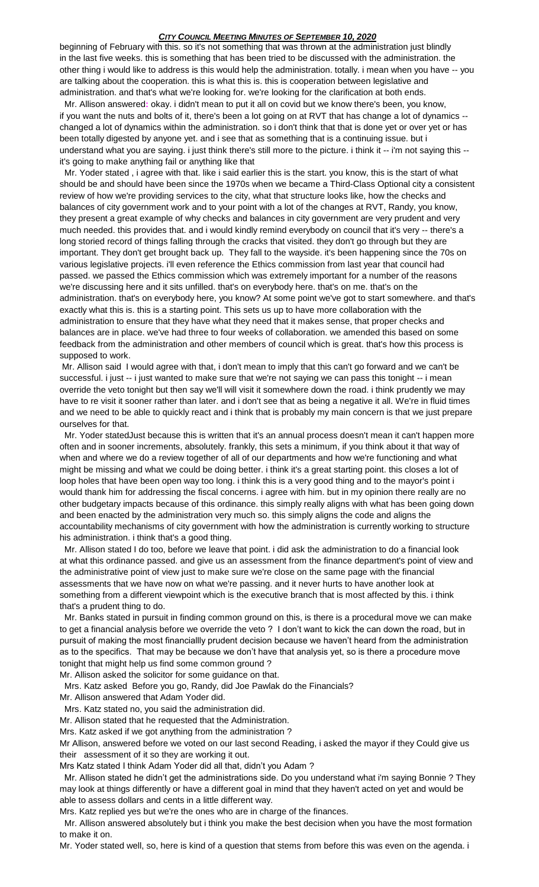beginning of February with this. so it's not something that was thrown at the administration just blindly in the last five weeks. this is something that has been tried to be discussed with the administration. the other thing i would like to address is this would help the administration. totally. i mean when you have -- you are talking about the cooperation. this is what this is. this is cooperation between legislative and administration. and that's what we're looking for. we're looking for the clarification at both ends.

Mr. Allison answered: okay. i didn't mean to put it all on covid but we know there's been, you know, if you want the nuts and bolts of it, there's been a lot going on at RVT that has change a lot of dynamics -- changed a lot of dynamics within the administration. so i don't think that that is done yet or over yet or has been totally digested by anyone yet. and i see that as something that is a continuing issue. but i understand what you are saying. i just think there's still more to the picture. i think it -- i'm not saying this -- it's going to make anything fail or anything like that

Mr. Yoder stated , i agree with that. like i said earlier this is the start. you know, this is the start of what should be and should have been since the 1970s when we became a Third-Class Optional city a consistent review of how we're providing services to the city, what that structure looks like, how the checks and balances of city government work and to your point with a lot of the changes at RVT, Randy, you know, they present a great example of why checks and balances in city government are very prudent and very much needed. this provides that. and i would kindly remind everybody on council that it's very -- there's a long storied record of things falling through the cracks that visited. they don't go through but they are important. They don't get brought back up. They fall to the wayside. it's been happening since the 70s on various legislative projects. i'll even reference the Ethics commission from last year that council had passed. we passed the Ethics commission which was extremely important for a number of the reasons we're discussing here and it sits unfilled. that's on everybody here. that's on me. that's on the administration. that's on everybody here, you know? At some point we've got to start somewhere. and that's exactly what this is. this is a starting point. This sets us up to have more collaboration with the administration to ensure that they have what they need that it makes sense, that proper checks and balances are in place. we've had three to four weeks of collaboration. we amended this based on some feedback from the administration and other members of council which is great. that's how this process is supposed to work.

Mr. Allison said I would agree with that, i don't mean to imply that this can't go forward and we can't be successful. i just -- i just wanted to make sure that we're not saying we can pass this tonight -- i mean override the veto tonight but then say we'll will visit it somewhere down the road. i think prudently we may have to re visit it sooner rather than later. and i don't see that as being a negative it all. We're in fluid times and we need to be able to quickly react and i think that is probably my main concern is that we just prepare ourselves for that.

Mr. Yoder statedJust because this is written that it's an annual process doesn't mean it can't happen more often and in sooner increments, absolutely. frankly, this sets a minimum, if you think about it that way of when and where we do a review together of all of our departments and how we're functioning and what might be missing and what we could be doing better. i think it's a great starting point. this closes a lot of loop holes that have been open way too long. i think this is a very good thing and to the mayor's point i would thank him for addressing the fiscal concerns. i agree with him. but in my opinion there really are no other budgetary impacts because of this ordinance. this simply really aligns with what has been going down and been enacted by the administration very much so. this simply aligns the code and aligns the accountability mechanisms of city government with how the administration is currently working to structure his administration. i think that's a good thing.

Mr. Allison stated I do too, before we leave that point. i did ask the administration to do a financial look at what this ordinance passed. and give us an assessment from the finance department's point of view and the administrative point of view just to make sure we're close on the same page with the financial assessments that we have now on what we're passing. and it never hurts to have another look at something from a different viewpoint which is the executive branch that is most affected by this. i think that's a prudent thing to do.

Mr. Banks stated in pursuit in finding common ground on this, is there is a procedural move we can make to get a financial analysis before we override the veto ? I don't want to kick the can down the road, but in pursuit of making the most financiallly prudent decision because we haven't heard from the administration as to the specifics. That may be because we don't have that analysis yet, so is there a procedure move tonight that might help us find some common ground ?

Mr. Allison asked the solicitor for some guidance on that.

Mrs. Katz asked Before you go, Randy, did Joe Pawlak do the Financials?

Mr. Allison answered that Adam Yoder did.

Mrs. Katz stated no, you said the administration did.

Mr. Allison stated that he requested that the Administration.

Mrs. Katz asked if we got anything from the administration ?

Mr Allison, answered before we voted on our last second Reading, i asked the mayor if they Could give us their assessment of it so they are working it out.

Mrs Katz stated I think Adam Yoder did all that, didn't you Adam ?

Mr. Allison stated he didn't get the administrations side. Do you understand what i'm saying Bonnie ? They may look at things differently or have a different goal in mind that they haven't acted on yet and would be able to assess dollars and cents in a little different way.

Mrs. Katz replied yes but we're the ones who are in charge of the finances.

Mr. Allison answered absolutely but i think you make the best decision when you have the most formation to make it on.

Mr. Yoder stated well, so, here is kind of a question that stems from before this was even on the agenda. i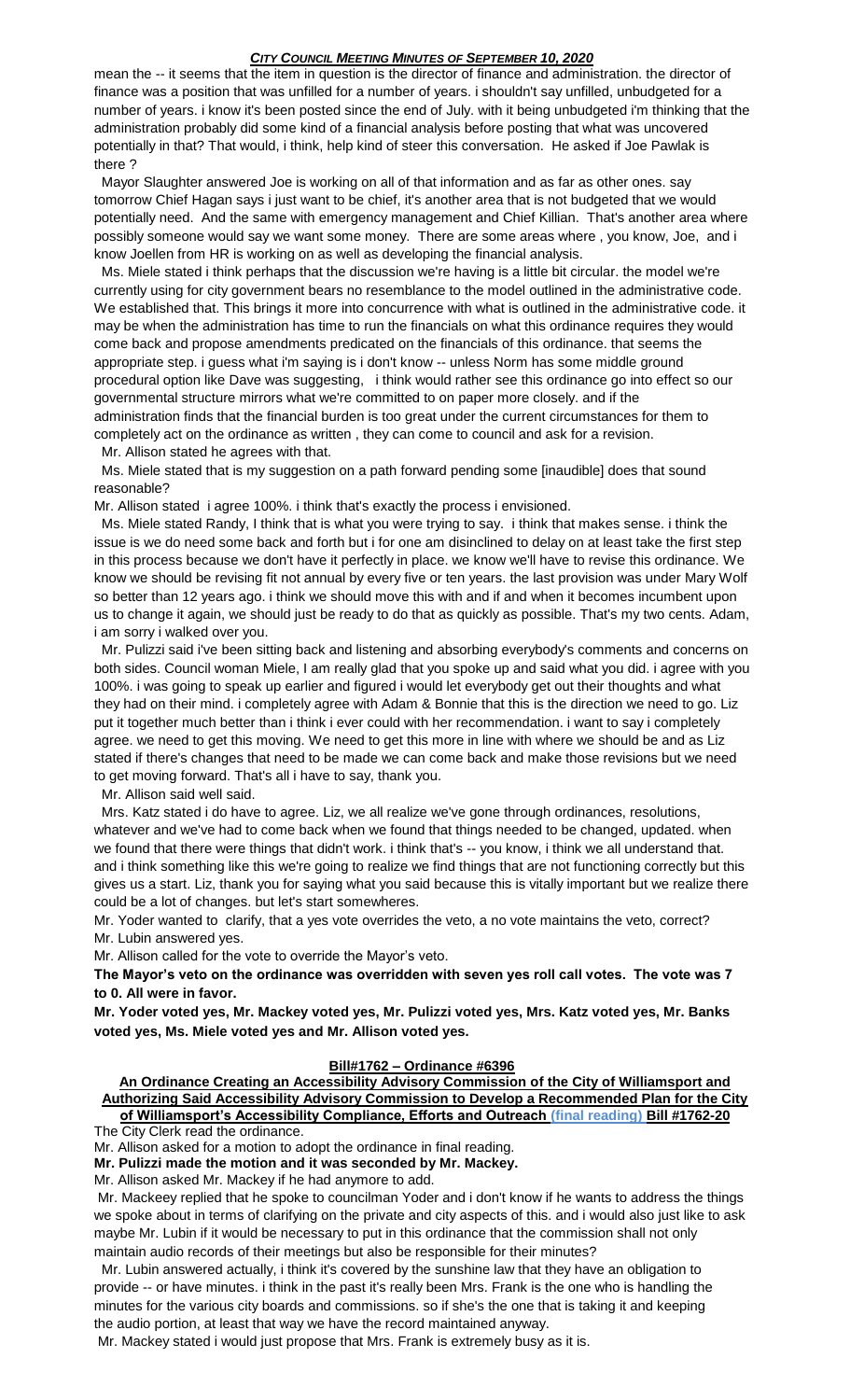mean the -- it seems that the item in question is the director of finance and administration. the director of finance was a position that was unfilled for a number of years. i shouldn't say unfilled, unbudgeted for a number of years. i know it's been posted since the end of July. with it being unbudgeted i'm thinking that the administration probably did some kind of a financial analysis before posting that what was uncovered potentially in that? That would, i think, help kind of steer this conversation. He asked if Joe Pawlak is there ?

Mayor Slaughter answered Joe is working on all of that information and as far as other ones. say tomorrow Chief Hagan says i just want to be chief, it's another area that is not budgeted that we would potentially need. And the same with emergency management and Chief Killian. That's another area where possibly someone would say we want some money. There are some areas where , you know, Joe, and i know Joellen from HR is working on as well as developing the financial analysis.

Ms. Miele stated i think perhaps that the discussion we're having is a little bit circular. the model we're currently using for city government bears no resemblance to the model outlined in the administrative code. We established that. This brings it more into concurrence with what is outlined in the administrative code. it may be when the administration has time to run the financials on what this ordinance requires they would come back and propose amendments predicated on the financials of this ordinance. that seems the appropriate step. i guess what i'm saying is i don't know -- unless Norm has some middle ground procedural option like Dave was suggesting, i think would rather see this ordinance go into effect so our governmental structure mirrors what we're committed to on paper more closely. and if the administration finds that the financial burden is too great under the current circumstances for them to completely act on the ordinance as written , they can come to council and ask for a revision.

Mr. Allison stated he agrees with that.

Ms. Miele stated that is my suggestion on a path forward pending some [inaudible] does that sound reasonable?

Mr. Allison stated i agree 100%. i think that's exactly the process i envisioned.

Ms. Miele stated Randy, I think that is what you were trying to say. i think that makes sense. i think the issue is we do need some back and forth but i for one am disinclined to delay on at least take the first step in this process because we don't have it perfectly in place. we know we'll have to revise this ordinance. We know we should be revising fit not annual by every five or ten years. the last provision was under Mary Wolf so better than 12 years ago. i think we should move this with and if and when it becomes incumbent upon us to change it again, we should just be ready to do that as quickly as possible. That's my two cents. Adam, i am sorry i walked over you.

Mr. Pulizzi said i've been sitting back and listening and absorbing everybody's comments and concerns on both sides. Council woman Miele, I am really glad that you spoke up and said what you did. i agree with you 100%. i was going to speak up earlier and figured i would let everybody get out their thoughts and what they had on their mind. i completely agree with Adam & Bonnie that this is the direction we need to go. Liz put it together much better than i think i ever could with her recommendation. i want to say i completely agree. we need to get this moving. We need to get this more in line with where we should be and as Liz stated if there's changes that need to be made we can come back and make those revisions but we need to get moving forward. That's all i have to say, thank you.

Mr. Allison said well said.

Mrs. Katz stated i do have to agree. Liz, we all realize we've gone through ordinances, resolutions, whatever and we've had to come back when we found that things needed to be changed, updated. when we found that there were things that didn't work. i think that's -- you know, i think we all understand that. and i think something like this we're going to realize we find things that are not functioning correctly but this gives us a start. Liz, thank you for saying what you said because this is vitally important but we realize there could be a lot of changes. but let's start somewheres.

Mr. Yoder wanted to clarify, that a yes vote overrides the veto, a no vote maintains the veto, correct?

Mr. Lubin answered yes.

Mr. Allison called for the vote to override the Mayor's veto.

**The Mayor's veto on the ordinance was overridden with seven yes roll call votes. The vote was 7 to 0. All were in favor.**

**Mr. Yoder voted yes, Mr. Mackey voted yes, Mr. Pulizzi voted yes, Mrs. Katz voted yes, Mr. Banks voted yes, Ms. Miele voted yes and Mr. Allison voted yes.**

**Bill#1762 – Ordinance #6396**

**An Ordinance Creating an Accessibility Advisory Commission of the City of Williamsport and Authorizing Said Accessibility Advisory Commission to Develop a Recommended Plan for the City of Williamsport's Accessibility Compliance, Efforts and Outreach (final reading) Bill #1762-20**

The City Clerk read the ordinance.

Mr. Allison asked for a motion to adopt the ordinance in final reading.

**Mr. Pulizzi made the motion and it was seconded by Mr. Mackey.**

Mr. Allison asked Mr. Mackey if he had anymore to add.

Mr. Mackeey replied that he spoke to councilman Yoder and i don't know if he wants to address the things we spoke about in terms of clarifying on the private and city aspects of this. and i would also just like to ask maybe Mr. Lubin if it would be necessary to put in this ordinance that the commission shall not only maintain audio records of their meetings but also be responsible for their minutes?

Mr. Lubin answered actually, i think it's covered by the sunshine law that they have an obligation to provide -- or have minutes. i think in the past it's really been Mrs. Frank is the one who is handling the minutes for the various city boards and commissions. so if she's the one that is taking it and keeping the audio portion, at least that way we have the record maintained anyway.

Mr. Mackey stated i would just propose that Mrs. Frank is extremely busy as it is.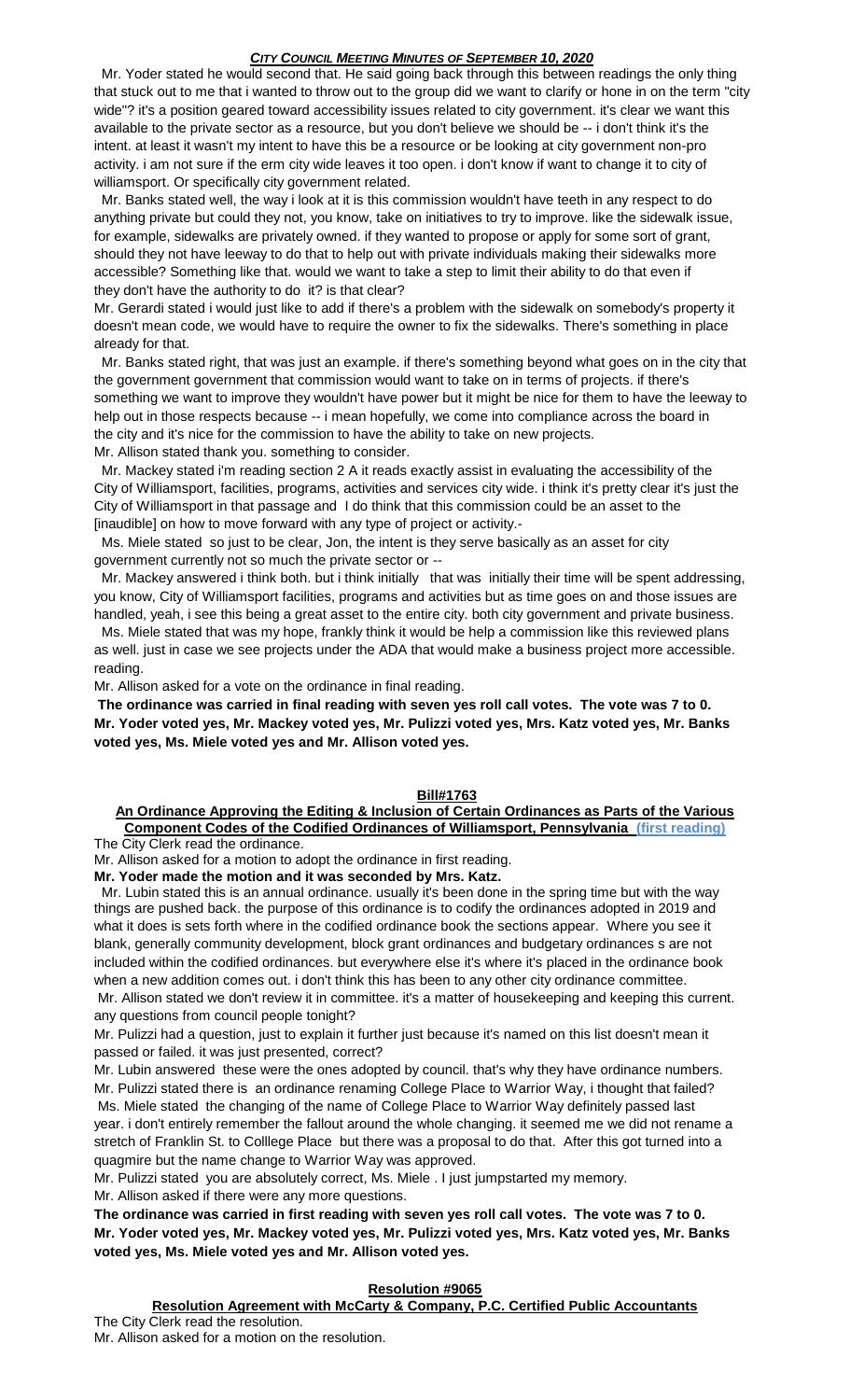Mr. Yoder stated he would second that. He said going back through this between readings the only thing that stuck out to me that i wanted to throw out to the group did we want to clarify or hone in on the term "city wide"? it's a position geared toward accessibility issues related to city government. it's clear we want this available to the private sector as a resource, but you don't believe we should be -- i don't think it's the intent. at least it wasn't my intent to have this be a resource or be looking at city government non-pro activity. i am not sure if the erm city wide leaves it too open. i don't know if want to change it to city of williamsport. Or specifically city government related.

Mr. Banks stated well, the way i look at it is this commission wouldn't have teeth in any respect to do anything private but could they not, you know, take on initiatives to try to improve. like the sidewalk issue, for example, sidewalks are privately owned. if they wanted to propose or apply for some sort of grant, should they not have leeway to do that to help out with private individuals making their sidewalks more accessible? Something like that. would we want to take a step to limit their ability to do that even if they don't have the authority to do it? is that clear?

Mr. Gerardi stated i would just like to add if there's a problem with the sidewalk on somebody's property it doesn't mean code, we would have to require the owner to fix the sidewalks. There's something in place already for that.

Mr. Banks stated right, that was just an example. if there's something beyond what goes on in the city that the government government that commission would want to take on in terms of projects. if there's something we want to improve they wouldn't have power but it might be nice for them to have the leeway to help out in those respects because -- i mean hopefully, we come into compliance across the board in the city and it's nice for the commission to have the ability to take on new projects.

Mr. Allison stated thank you. something to consider.

Mr. Mackey stated i'm reading section 2 A it reads exactly assist in evaluating the accessibility of the City of Williamsport, facilities, programs, activities and services city wide. i think it's pretty clear it's just the City of Williamsport in that passage and I do think that this commission could be an asset to the [inaudible] on how to move forward with any type of project or activity.-

Ms. Miele stated so just to be clear, Jon, the intent is they serve basically as an asset for city government currently not so much the private sector or --

Mr. Mackey answered i think both. but i think initially that was initially their time will be spent addressing, you know, City of Williamsport facilities, programs and activities but as time goes on and those issues are handled, yeah, i see this being a great asset to the entire city. both city government and private business.

Ms. Miele stated that was my hope, frankly think it would be help a commission like this reviewed plans as well. just in case we see projects under the ADA that would make a business project more accessible. reading.

Mr. Allison asked for a vote on the ordinance in final reading.

**The ordinance was carried in final reading with seven yes roll call votes. The vote was 7 to 0. Mr. Yoder voted yes, Mr. Mackey voted yes, Mr. Pulizzi voted yes, Mrs. Katz voted yes, Mr. Banks voted yes, Ms. Miele voted yes and Mr. Allison voted yes.**

## Bill#1763

**An Ordinance Approving the Editing & Inclusion of Certain Ordinances as Parts of the Various Component Codes of the Codified Ordinances of Williamsport, Pennsylvania (first reading)**

The City Clerk read the ordinance.

Mr. Allison asked for a motion to adopt the ordinance in first reading.

**Mr. Yoder made the motion and it was seconded by Mrs. Katz.**

Mr. Lubin stated this is an annual ordinance. usually it's been done in the spring time but with the way things are pushed back. the purpose of this ordinance is to codify the ordinances adopted in 2019 and what it does is sets forth where in the codified ordinance book the sections appear. Where you see it blank, generally community development, block grant ordinances and budgetary ordinances s are not included within the codified ordinances. but everywhere else it's where it's placed in the ordinance book when a new addition comes out. i don't think this has been to any other city ordinance committee.

Mr. Allison stated we don't review it in committee. it's a matter of housekeeping and keeping this current. any questions from council people tonight?

Mr. Pulizzi had a question, just to explain it further just because it's named on this list doesn't mean it passed or failed. it was just presented, correct?

Mr. Lubin answered these were the ones adopted by council. that's why they have ordinance numbers.

Mr. Pulizzi stated there is an ordinance renaming College Place to Warrior Way, i thought that failed?

Ms. Miele stated the changing of the name of College Place to Warrior Way definitely passed last year. i don't entirely remember the fallout around the whole changing. it seemed me we did not rename a stretch of Franklin St. to Colllege Place but there was a proposal to do that. After this got turned into a quagmire but the name change to Warrior Way was approved.

Mr. Pulizzi stated you are absolutely correct, Ms. Miele . I just jumpstarted my memory.

Mr. Allison asked if there were any more questions.

**The ordinance was carried in first reading with seven yes roll call votes. The vote was 7 to 0. Mr. Yoder voted yes, Mr. Mackey voted yes, Mr. Pulizzi voted yes, Mrs. Katz voted yes, Mr. Banks voted yes, Ms. Miele voted yes and Mr. Allison voted yes.**

## Resolution #9065

**Resolution Agreement with McCarty & Company, P.C. Certified Public Accountants**

The City Clerk read the resolution.

Mr. Allison asked for a motion on the resolution.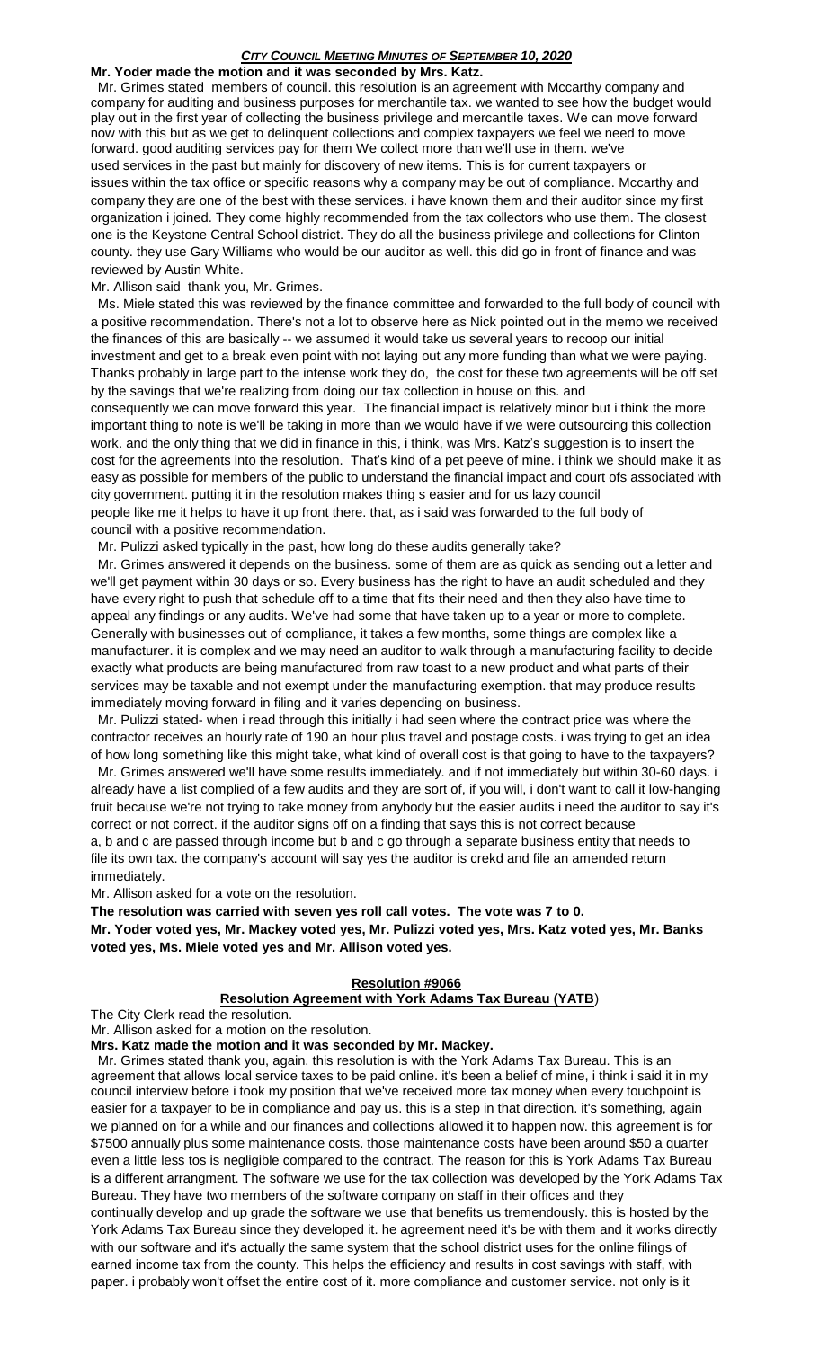**Mr. Yoder made the motion and it was seconded by Mrs. Katz.**

Mr. Grimes stated members of council. this resolution is an agreement with Mccarthy company and company for auditing and business purposes for merchantile tax. we wanted to see how the budget would play out in the first year of collecting the business privilege and mercantile taxes. We can move forward now with this but as we get to delinquent collections and complex taxpayers we feel we need to move forward. good auditing services pay for them We collect more than we'll use in them. we've used services in the past but mainly for discovery of new items. This is for current taxpayers or issues within the tax office or specific reasons why a company may be out of compliance. Mccarthy and company they are one of the best with these services. i have known them and their auditor since my first organization i joined. They come highly recommended from the tax collectors who use them. The closest one is the Keystone Central School district. They do all the business privilege and collections for Clinton county. they use Gary Williams who would be our auditor as well. this did go in front of finance and was reviewed by Austin White.

Mr. Allison said thank you, Mr. Grimes.

Ms. Miele stated this was reviewed by the finance committee and forwarded to the full body of council with a positive recommendation. There's not a lot to observe here as Nick pointed out in the memo we received the finances of this are basically -- we assumed it would take us several years to recoop our initial investment and get to a break even point with not laying out any more funding than what we were paying. Thanks probably in large part to the intense work they do, the cost for these two agreements will be off set by the savings that we're realizing from doing our tax collection in house on this. and consequently we can move forward this year. The financial impact is relatively minor but i think the more important thing to note is we'll be taking in more than we would have if we were outsourcing this collection work. and the only thing that we did in finance in this, i think, was Mrs. Katz's suggestion is to insert the cost for the agreements into the resolution. That's kind of a pet peeve of mine. i think we should make it as easy as possible for members of the public to understand the financial impact and court ofs associated with city government. putting it in the resolution makes thing s easier and for us lazy council people like me it helps to have it up front there. that, as i said was forwarded to the full body of council with a positive recommendation.

Mr. Pulizzi asked typically in the past, how long do these audits generally take?

Mr. Grimes answered it depends on the business. some of them are as quick as sending out a letter and we'll get payment within 30 days or so. Every business has the right to have an audit scheduled and they have every right to push that schedule off to a time that fits their need and then they also have time to appeal any findings or any audits. We've had some that have taken up to a year or more to complete. Generally with businesses out of compliance, it takes a few months, some things are complex like a manufacturer. it is complex and we may need an auditor to walk through a manufacturing facility to decide exactly what products are being manufactured from raw toast to a new product and what parts of their services may be taxable and not exempt under the manufacturing exemption. that may produce results immediately moving forward in filing and it varies depending on business.

Mr. Pulizzi stated- when i read through this initially i had seen where the contract price was where the contractor receives an hourly rate of 190 an hour plus travel and postage costs. i was trying to get an idea of how long something like this might take, what kind of overall cost is that going to have to the taxpayers?

Mr. Grimes answered we'll have some results immediately. and if not immediately but within 30-60 days. i already have a list complied of a few audits and they are sort of, if you will, i don't want to call it low-hanging fruit because we're not trying to take money from anybody but the easier audits i need the auditor to say it's correct or not correct. if the auditor signs off on a finding that says this is not correct because a, b and c are passed through income but b and c go through a separate business entity that needs to file its own tax. the company's account will say yes the auditor is crekd and file an amended return immediately.

Mr. Allison asked for a vote on the resolution.

**The resolution was carried with seven yes roll call votes. The vote was 7 to 0.**

**Mr. Yoder voted yes, Mr. Mackey voted yes, Mr. Pulizzi voted yes, Mrs. Katz voted yes, Mr. Banks voted yes, Ms. Miele voted yes and Mr. Allison voted yes.**

## Resolution #9066

### Resolution Agreement with York Adams Tax Bureau (YATB)

The City Clerk read the resolution.

Mr. Allison asked for a motion on the resolution.

**Mrs. Katz made the motion and it was seconded by Mr. Mackey.**

Mr. Grimes stated thank you, again. this resolution is with the York Adams Tax Bureau. This is an agreement that allows local service taxes to be paid online. it's been a belief of mine, i think i said it in my council interview before i took my position that we've received more tax money when every touchpoint is easier for a taxpayer to be in compliance and pay us. this is a step in that direction. it's something, again we planned on for a while and our finances and collections allowed it to happen now. this agreement is for $7500 annually plus some maintenance costs. those maintenance costs have been around $50 a quarter even a little less tos is negligible compared to the contract. The reason for this is York Adams Tax Bureau is a different arrangment. The software we use for the tax collection was developed by the York Adams Tax Bureau. They have two members of the software company on staff in their offices and they continually develop and up grade the software we use that benefits us tremendously. this is hosted by the York Adams Tax Bureau since they developed it. he agreement need it's be with them and it works directly with our software and it's actually the same system that the school district uses for the online filings of earned income tax from the county. This helps the efficiency and results in cost savings with staff, with paper. i probably won't offset the entire cost of it. more compliance and customer service. not only is it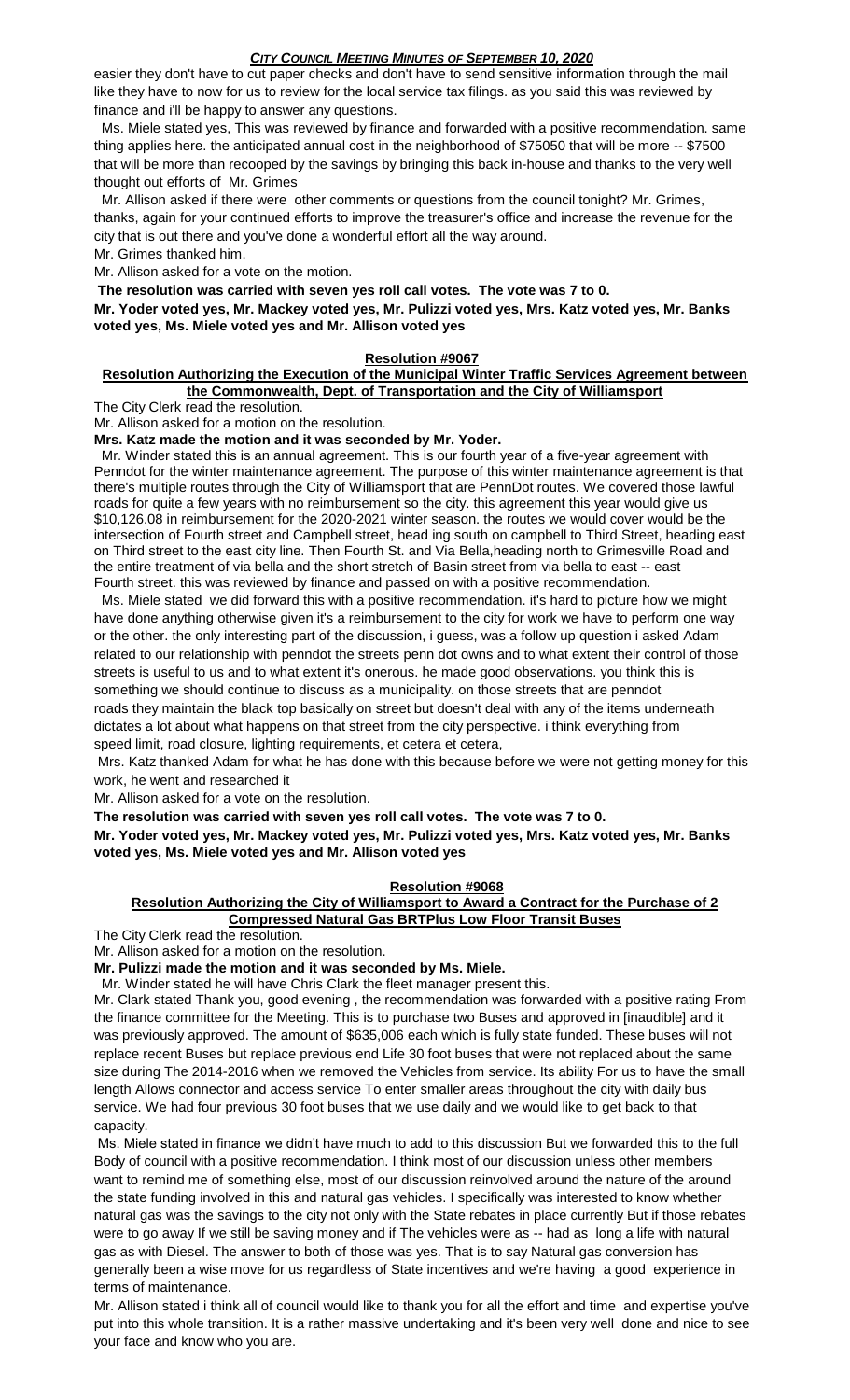easier they don't have to cut paper checks and don't have to send sensitive information through the mail like they have to now for us to review for the local service tax filings. as you said this was reviewed by finance and i'll be happy to answer any questions.

Ms. Miele stated yes, This was reviewed by finance and forwarded with a positive recommendation. same thing applies here. the anticipated annual cost in the neighborhood of $75050 that will be more -- $7500 that will be more than recooped by the savings by bringing this back in-house and thanks to the very well thought out efforts of Mr. Grimes

Mr. Allison asked if there were other comments or questions from the council tonight? Mr. Grimes, thanks, again for your continued efforts to improve the treasurer's office and increase the revenue for the city that is out there and you've done a wonderful effort all the way around.

Mr. Grimes thanked him.

Mr. Allison asked for a vote on the motion.

**The resolution was carried with seven yes roll call votes. The vote was 7 to 0.**

**Mr. Yoder voted yes, Mr. Mackey voted yes, Mr. Pulizzi voted yes, Mrs. Katz voted yes, Mr. Banks voted yes, Ms. Miele voted yes and Mr. Allison voted yes**

**Resolution #9067**

**Resolution Authorizing the Execution of the Municipal Winter Traffic Services Agreement between the Commonwealth, Dept. of Transportation and the City of Williamsport**

The City Clerk read the resolution.

Mr. Allison asked for a motion on the resolution.

**Mrs. Katz made the motion and it was seconded by Mr. Yoder.**

Mr. Winder stated this is an annual agreement. This is our fourth year of a five-year agreement with Penndot for the winter maintenance agreement. The purpose of this winter maintenance agreement is that there's multiple routes through the City of Williamsport that are PennDot routes. We covered those lawful roads for quite a few years with no reimbursement so the city. this agreement this year would give us $10,126.08 in reimbursement for the 2020-2021 winter season. the routes we would cover would be the intersection of Fourth street and Campbell street, head ing south on campbell to Third Street, heading east on Third street to the east city line. Then Fourth St. and Via Bella,heading north to Grimesville Road and the entire treatment of via bella and the short stretch of Basin street from via bella to east -- east Fourth street. this was reviewed by finance and passed on with a positive recommendation.

Ms. Miele stated we did forward this with a positive recommendation. it's hard to picture how we might have done anything otherwise given it's a reimbursement to the city for work we have to perform one way or the other. the only interesting part of the discussion, i guess, was a follow up question i asked Adam related to our relationship with penndot the streets penn dot owns and to what extent their control of those streets is useful to us and to what extent it's onerous. he made good observations. you think this is something we should continue to discuss as a municipality. on those streets that are penndot roads they maintain the black top basically on street but doesn't deal with any of the items underneath dictates a lot about what happens on that street from the city perspective. i think everything from speed limit, road closure, lighting requirements, et cetera et cetera,

Mrs. Katz thanked Adam for what he has done with this because before we were not getting money for this work, he went and researched it

Mr. Allison asked for a vote on the resolution.

**The resolution was carried with seven yes roll call votes. The vote was 7 to 0.**

**Mr. Yoder voted yes, Mr. Mackey voted yes, Mr. Pulizzi voted yes, Mrs. Katz voted yes, Mr. Banks voted yes, Ms. Miele voted yes and Mr. Allison voted yes**

**Resolution #9068**

**Resolution Authorizing the City of Williamsport to Award a Contract for the Purchase of 2 Compressed Natural Gas BRTPlus Low Floor Transit Buses**

The City Clerk read the resolution.

Mr. Allison asked for a motion on the resolution.

**Mr. Pulizzi made the motion and it was seconded by Ms. Miele.**

Mr. Winder stated he will have Chris Clark the fleet manager present this.

Mr. Clark stated Thank you, good evening , the recommendation was forwarded with a positive rating From the finance committee for the Meeting. This is to purchase two Buses and approved in [inaudible] and it was previously approved. The amount of $635,006 each which is fully state funded. These buses will not replace recent Buses but replace previous end Life 30 foot buses that were not replaced about the same size during The 2014-2016 when we removed the Vehicles from service. Its ability For us to have the small length Allows connector and access service To enter smaller areas throughout the city with daily bus service. We had four previous 30 foot buses that we use daily and we would like to get back to that capacity.

Ms. Miele stated in finance we didn't have much to add to this discussion But we forwarded this to the full Body of council with a positive recommendation. I think most of our discussion unless other members want to remind me of something else, most of our discussion reinvolved around the nature of the around the state funding involved in this and natural gas vehicles. I specifically was interested to know whether natural gas was the savings to the city not only with the State rebates in place currently But if those rebates were to go away If we still be saving money and if The vehicles were as -- had as long a life with natural gas as with Diesel. The answer to both of those was yes. That is to say Natural gas conversion has generally been a wise move for us regardless of State incentives and we're having a good experience in terms of maintenance.

Mr. Allison stated i think all of council would like to thank you for all the effort and time and expertise you've put into this whole transition. It is a rather massive undertaking and it's been very well done and nice to see your face and know who you are.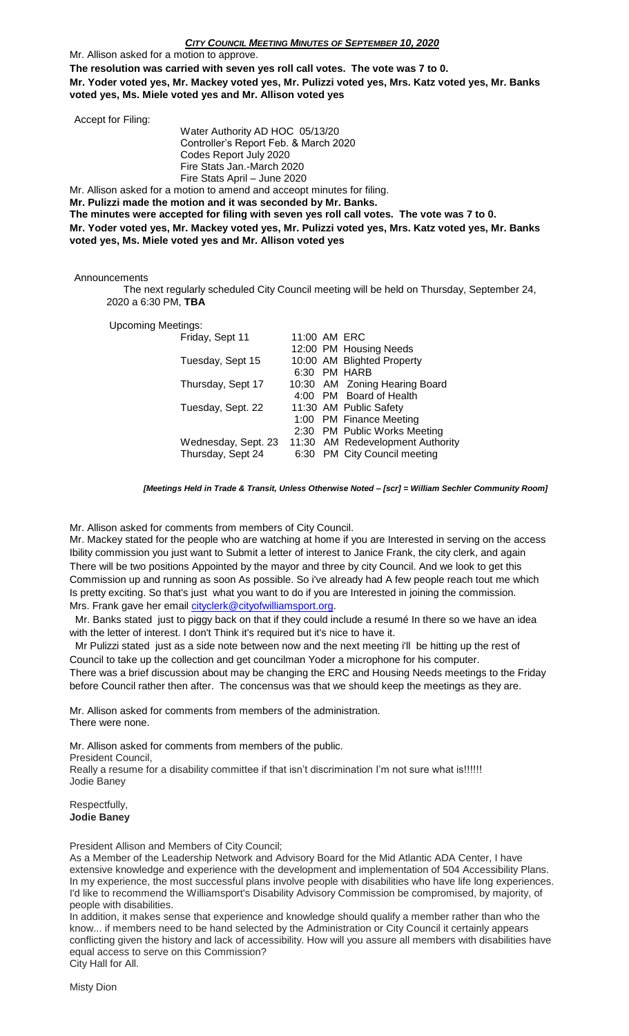Mr. Allison asked for a motion to approve.

**The resolution was carried with seven yes roll call votes. The vote was 7 to 0.**
**Mr. Yoder voted yes, Mr. Mackey voted yes, Mr. Pulizzi voted yes, Mrs. Katz voted yes, Mr. Banks voted yes, Ms. Miele voted yes and Mr. Allison voted yes**

Accept for Filing:

Water Authority AD HOC 05/13/20
Controller's Report Feb. & March 2020
Codes Report July 2020
Fire Stats Jan.-March 2020
Fire Stats April – June 2020

Mr. Allison asked for a motion to amend and acceopt minutes for filing.

**Mr. Pulizzi made the motion and it was seconded by Mr. Banks.**
**The minutes were accepted for filing with seven yes roll call votes. The vote was 7 to 0.**
**Mr. Yoder voted yes, Mr. Mackey voted yes, Mr. Pulizzi voted yes, Mrs. Katz voted yes, Mr. Banks voted yes, Ms. Miele voted yes and Mr. Allison voted yes**

Announcements

The next regularly scheduled City Council meeting will be held on Thursday, September 24, 2020 a 6:30 PM, **TBA**

Upcoming Meetings:

| | | |
|---|---|---|
| Friday, Sept 11 | 11:00 AM | ERC |
| | 12:00 PM | Housing Needs |
| Tuesday, Sept 15 | 10:00 AM | Blighted Property |
| | 6:30 PM | HARB |
| Thursday, Sept 17 | 10:30 AM | Zoning Hearing Board |
| | 4:00 PM | Board of Health |
| Tuesday, Sept. 22 | 11:30 AM | Public Safety |
| | 1:00 PM | Finance Meeting |
| | 2:30 PM | Public Works Meeting |
| Wednesday, Sept. 23 | 11:30 AM | Redevelopment Authority |
| Thursday, Sept 24 | 6:30 PM | City Council meeting |

*[Meetings Held in Trade & Transit, Unless Otherwise Noted – [scr] = William Sechler Community Room]*

Mr. Allison asked for comments from members of City Council.

Mr. Mackey stated for the people who are watching at home if you are Interested in serving on the access Ibility commission you just want to Submit a letter of interest to Janice Frank, the city clerk, and again There will be two positions Appointed by the mayor and three by city Council. And we look to get this Commission up and running as soon As possible. So i've already had A few people reach tout me which Is pretty exciting. So that's just what you want to do if you are Interested in joining the commission. Mrs. Frank gave her email cityclerk@cityofwilliamsport.org.

Mr. Banks stated just to piggy back on that if they could include a resumé In there so we have an idea with the letter of interest. I don't Think it's required but it's nice to have it.

Mr Pulizzi stated just as a side note between now and the next meeting i'll be hitting up the rest of Council to take up the collection and get councilman Yoder a microphone for his computer.

There was a brief discussion about may be changing the ERC and Housing Needs meetings to the Friday before Council rather then after. The concensus was that we should keep the meetings as they are.

Mr. Allison asked for comments from members of the administration.
There were none.

Mr. Allison asked for comments from members of the public.

President Council,

Really a resume for a disability committee if that isn't discrimination I'm not sure what is!!!!!!

Jodie Baney

Respectfully,
**Jodie Baney**

President Allison and Members of City Council;

As a Member of the Leadership Network and Advisory Board for the Mid Atlantic ADA Center, I have extensive knowledge and experience with the development and implementation of 504 Accessibility Plans. In my experience, the most successful plans involve people with disabilities who have life long experiences. I'd like to recommend the Williamsport's Disability Advisory Commission be compromised, by majority, of people with disabilities.

In addition, it makes sense that experience and knowledge should qualify a member rather than who the know... if members need to be hand selected by the Administration or City Council it certainly appears conflicting given the history and lack of accessibility. How will you assure all members with disabilities have equal access to serve on this Commission?

City Hall for All.

Misty Dion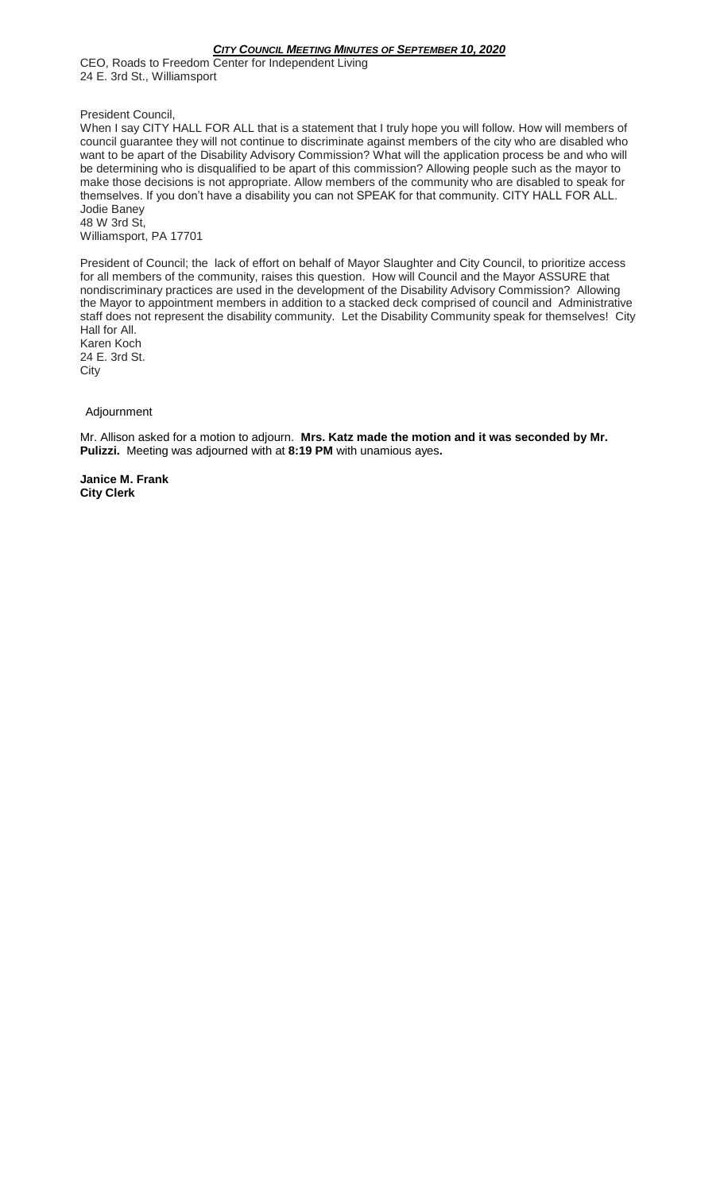CEO, Roads to Freedom Center for Independent Living
24 E. 3rd St., Williamsport

President Council,
When I say CITY HALL FOR ALL that is a statement that I truly hope you will follow. How will members of council guarantee they will not continue to discriminate against members of the city who are disabled who want to be apart of the Disability Advisory Commission? What will the application process be and who will be determining who is disqualified to be apart of this commission? Allowing people such as the mayor to make those decisions is not appropriate. Allow members of the community who are disabled to speak for themselves. If you don't have a disability you can not SPEAK for that community. CITY HALL FOR ALL.
Jodie Baney
48 W 3rd St,
Williamsport, PA 17701

President of Council; the lack of effort on behalf of Mayor Slaughter and City Council, to prioritize access for all members of the community, raises this question. How will Council and the Mayor ASSURE that nondiscriminary practices are used in the development of the Disability Advisory Commission? Allowing the Mayor to appointment members in addition to a stacked deck comprised of council and Administrative staff does not represent the disability community. Let the Disability Community speak for themselves! City Hall for All.
Karen Koch
24 E. 3rd St.
City

Adjournment

Mr. Allison asked for a motion to adjourn. **Mrs. Katz made the motion and it was seconded by Mr. Pulizzi.** Meeting was adjourned with at **8:19 PM** with unamious ayes**.**

**Janice M. Frank**
**City Clerk**